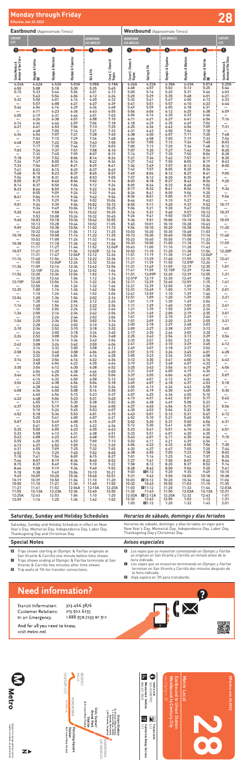# Monday through Friday

**Effective Jun 26 2022**

**28**

## Eastbound (Approximate Times)

| CENTURY CITY | | | | DOWNTOWN LOS ANGELES | |
|---|---|---|---|---|---|
| 7 | 6 | 5 | 4 | 3 | 1 |
| Santa Monica & Avenue of the Stars | Olympic & Fairfax A | Olympic & Western | Olympic & Figueroa | Hill & 7th | Cesar E. Chavez & Vignes |
| 4:24A | 4:42A | 4:52A | 5:03A | 5:08A | 5:18A |
| 4:50 | 5:08 | 5:18 | 5:30 | 5:35 | 5:45 |
| 5:15 | 5:33 | 5:44 | 5:56 | 6:01 | 6:13 |
| — | 5:43 | 5:54 | 6:06 | 6:12 | 6:24 |
| 5:32 | 5:50 | 6:01 | 6:14 | 6:20 | 6:32 |
| — | 5:57 | 6:08 | 6:21 | 6:27 | 6:39 |
| 5:46 | 6:04 | 6:16 | 6:29 | 6:36 | 6:48 |
| — | 6:11 | 6:23 | 6:36 | 6:43 | 6:55 |
| 6:00 | 6:19 | 6:31 | 6:44 | 6:51 | 7:03 |
| — | 6:26 | 6:38 | 6:51 | 6:58 | 7:10 |
| 6:14 | 6:34 | 6:46 | 6:59 | 7:06 | 7:18 |
| 6:21 | 6:41 | 6:53 | 7:06 | 7:13 | 7:25 |
| — | 6:48 | 7:00 | 7:14 | 7:21 | 7:33 |
| 6:34 | 6:54 | 7:07 | 7:21 | 7:28 | 7:40 |
| — | 7:02 | 7:15 | 7:29 | 7:36 | 7:48 |
| 6:48 | 7:09 | 7:22 | 7:36 | 7:43 | 7:55 |
| — | 7:17 | 7:30 | 7:44 | 7:51 | 8:03 |
| 7:03 | 7:24 | 7:37 | 7:51 | 7:58 | 8:10 |
| — | 7:32 | 7:45 | 7:59 | 8:07 | 8:19 |
| 7:18 | 7:39 | 7:52 | 8:06 | 8:14 | 8:26 |
| 7:26 | 7:47 | 8:00 | 8:14 | 8:22 | 8:34 |
| 7:33 | 7:54 | 8:07 | 8:21 | 8:29 | 8:41 |
| 7:41 | 8:02 | 8:15 | 8:29 | 8:37 | 8:49 |
| 7:48 | 8:10 | 8:23 | 8:37 | 8:45 | 8:57 |
| 7:56 | 8:18 | 8:31 | 8:45 | 8:53 | 9:05 |
| 8:05 | 8:27 | 8:40 | 8:54 | 9:02 | 9:14 |
| 8:14 | 8:37 | 8:50 | 9:04 | 9:12 | 9:24 |
| 8:23 | 8:46 | 8:59 | 9:14 | 9:22 | 9:34 |
| — | 8:55 | 9:09 | 9:24 | 9:32 | 9:44 |
| 8:41 | 9:04 | 9:19 | 9:34 | 9:42 | 9:54 |
| — | 9:15 | 9:29 | 9:44 | 9:52 | 10:04 |
| 9:01 | 9:24 | 9:39 | 9:54 | 10:02 | 10:15 |
| — | 9:34 | 9:49 | 10:04 | 10:12 | 10:25 |
| 9:20 | 9:43 | 9:58 | 10:14 | 10:22 | 10:35 |
| — | 9:53 | 10:08 | 10:24 | 10:32 | 10:45 |
| 9:40 | 10:03 | 10:18 | 10:34 | 10:42 | 10:55 |
| — | 10:13 | 10:28 | 10:44 | 10:52 | 11:05 |
| 9:59 | 10:22 | 10:38 | 10:54 | 11:02 | 11:15 |
| — | 10:32 | 10:48 | 11:04 | 11:12 | 11:25 |
| 10:18 | 10:42 | 10:58 | 11:14 | 11:22 | 11:35 |
| — | 10:52 | 11:08 | 11:24 | 11:32 | 11:46 |
| 10:38 | 11:02 | 11:18 | 11:34 | 11:42 | 11:56 |
| — | 11:11 | 11:27 | 11:44 | 11:52 | 12:06P |
| 10:57 | 11:21 | 11:37 | 11:54 | 12:02P | 12:16 |
| — | 11:31 | 11:47 | 12:04P | 12:12 | 12:26 |
| 11:16 | 11:40 | 11:56 | 12:14 | 12:22 | 12:36 |
| — | 11:50 | 12:06P | 12:24 | 12:32 | 12:46 |
| 11:36 | 11:59 | 12:16 | 12:34 | 12:42 | 12:56 |
| — | 12:10P | 12:26 | 12:44 | 12:52 | 1:06 |
| 11:56 | 12:20 | 12:36 | 12:54 | 1:02 | 1:16 |
| — | 12:30 | 12:46 | 1:04 | 1:12 | 1:26 |
| 12:15P | 12:40 | 12:56 | 1:14 | 1:22 | 1:36 |
| — | 12:50 | 1:06 | 1:24 | 1:32 | 1:46 |
| 12:35 | 1:00 | 1:16 | 1:34 | 1:42 | 1:56 |
| — | 1:10 | 1:26 | 1:44 | 1:52 | 2:06 |
| 12:54 | 1:20 | 1:36 | 1:54 | 2:02 | 2:16 |
| — | 1:30 | 1:46 | 2:04 | 2:12 | 2:26 |
| 1:14 | 1:40 | 1:56 | 2:14 | 2:22 | 2:36 |
| — | 1:50 | 2:06 | 2:24 | 2:32 | 2:46 |
| 1:34 | 2:00 | 2:16 | 2:34 | 2:42 | 2:56 |
| — | 2:10 | 2:26 | 2:44 | 2:52 | 3:06 |
| 1:54 | 2:20 | 2:36 | 2:54 | 3:02 | 3:16 |
| — | 2:28 | 2:44 | 3:02 | 3:10 | 3:24 |
| 2:10 | 2:36 | 2:52 | 3:10 | 3:18 | 3:32 |
| — | 2:44 | 3:00 | 3:18 | 3:26 | 3:40 |
| 2:26 | 2:52 | 3:08 | 3:26 | 3:34 | 3:48 |
| — | 3:00 | 3:16 | 3:34 | 3:42 | 3:56 |
| 2:42 | 3:08 | 3:24 | 3:42 | 3:50 | 4:04 |
| — | 3:16 | 3:32 | 3:50 | 3:58 | 4:12 |
| 2:58 | 3:24 | 3:40 | 3:58 | 4:06 | 4:20 |
| — | 3:32 | 3:48 | 4:06 | 4:14 | 4:28 |
| 3:14 | 3:40 | 3:56 | 4:14 | 4:22 | 4:36 |
| — | 3:48 | 4:04 | 4:22 | 4:30 | 4:44 |
| 3:30 | 3:56 | 4:12 | 4:30 | 4:38 | 4:52 |
| — | 4:04 | 4:20 | 4:38 | 4:46 | 5:00 |
| 3:44 | 4:10 | 4:26 | 4:44 | 4:52 | 5:06 |
| — | 4:16 | 4:32 | 4:50 | 4:58 | 5:12 |
| 3:56 | 4:22 | 4:38 | 4:56 | 5:04 | 5:18 |
| — | 4:28 | 4:44 | 5:02 | 5:10 | 5:24 |
| 4:08 | 4:34 | 4:50 | 5:08 | 5:16 | 5:30 |
| — | 4:40 | 4:56 | 5:15 | 5:23 | 5:37 |
| 4:22 | 4:48 | 5:04 | 5:23 | 5:31 | 5:45 |
| — | 4:55 | 5:11 | 5:30 | 5:38 | 5:52 |
| 4:37 | 5:03 | 5:19 | 5:38 | 5:46 | 6:00 |
| — | 5:10 | 5:26 | 5:45 | 5:53 | 6:07 |
| 4:52 | 5:18 | 5:34 | 5:53 | 6:01 | 6:15 |
| — | 5:25 | 5:41 | 6:00 | 6:07 | 6:21 |
| 5:07 | 5:33 | 5:49 | 6:08 | 6:15 | 6:29 |
| — | 5:41 | 5:57 | 6:15 | 6:22 | 6:36 |
| 5:25 | 5:50 | 6:05 | 6:23 | 6:30 | 6:43 |
| 5:33 | 5:58 | 6:13 | 6:31 | 6:38 | 6:51 |
| 5:43 | 6:08 | 6:23 | 6:41 | 6:48 | 7:01 |
| 5:55 | 6:20 | 6:35 | 6:53 | 7:00 | 7:13 |
| 6:13 | 6:37 | 6:52 | 7:09 | 7:16 | 7:29 |
| 6:31 | 6:55 | 7:09 | 7:25 | 7:32 | 7:45 |
| 6:52 | 7:16 | 7:29 | 7:45 | 7:52 | 8:05 |
| 7:18 | 7:41 | 7:54 | 8:09 | 8:15 | 8:27 |
| 7:44 | 8:07 | 8:19 | 8:34 | 8:40 | 8:52 |
| 8:15 | 8:37 | 8:49 | 9:04 | 9:10 | 9:22 |
| 8:46 | 9:08 | 9:19 | 9:34 | 9:40 | 9:52 |
| 9:18 | 9:38 | 9:49 | 10:04 | 10:10 | 10:21 |
| 9:49 | 10:09 | 10:20 | 10:34 | 10:40 | 10:51 |
| 10:19 | 10:39 | 10:50 | 11:04 | 11:10 | 11:20 |
| 10:50 | 11:10 | 11:21 | 11:34 | 11:40 | 11:50 |
| 11:21 | 11:41 | 11:52 | 12:04A | 12:10A | 12:20A |
| 11:55 | 12:13A | 12:24 | 12:36 | 12:41 | 12:51 |
| 12:25A | 12:43 | 12:53 | 1:04 | 1:10 | 1:20 |
| 12:59 | 1:16 | 1:25 | 1:36 | 1:42 | 1:52 |

## Westbound (Approximate Times)

| DOWNTOWN LOS ANGELES | | LOS ANGELES | | | CENTURY CITY |
|---|---|---|---|---|---|
| 1 | 2 | 4 | 5 | 6 | 7 |
| Cesar E. Chavez & Vignes | Spring & 7th | Olympic & Figueroa | Olympic & Western | Olympic & Fairfax B | Santa Monica & Avenue of the Stars |
| 4:24A | 4:33A | 4:38A | 4:49A | 5:01A | 5:20A |
| 4:48 | 4:57 | 5:02 | 5:13 | 5:25 | 5:44 |
| 5:05 | 5:14 | 5:20 | 5:31 | 5:44 | 6:03 |
| 5:20 | 5:29 | 5:35 | 5:48 | 6:01 | 6:21 |
| 5:32 | 5:41 | 5:47 | 6:00 | 6:13 | 6:33 |
| 5:41 | 5:51 | 5:57 | 6:10 | 6:23 | 6:44 |
| 5:49 | 5:59 | 6:05 | 6:18 | 6:31 | — |
| 5:56 | 6:06 | 6:12 | 6:25 | 6:38 | 6:59 |
| 6:04 | 6:14 | 6:20 | 6:33 | 6:46 | — |
| 6:11 | 6:21 | 6:27 | 6:41 | 6:54 | 7:16 |
| 6:18 | 6:29 | 6:35 | 6:49 | 7:02 | — |
| 6:25 | 6:36 | 6:42 | 6:56 | 7:09 | 7:31 |
| 6:31 | 6:43 | 6:50 | 7:04 | 7:18 | — |
| 6:38 | 6:50 | 6:57 | 7:11 | 7:25 | 7:48 |
| 6:46 | 6:58 | 7:05 | 7:19 | 7:33 | 7:56 |
| 6:52 | 7:05 | 7:12 | 7:26 | 7:40 | 8:03 |
| 7:00 | 7:13 | 7:20 | 7:34 | 7:48 | 8:12 |
| 7:07 | 7:20 | 7:27 | 7:42 | 7:56 | 8:20 |
| 7:14 | 7:27 | 7:35 | 7:50 | 8:04 | 8:28 |
| 7:21 | 7:34 | 7:42 | 7:57 | 8:11 | 8:35 |
| 7:27 | 7:42 | 7:50 | 8:05 | 8:19 | 8:43 |
| 7:34 | 7:49 | 7:57 | 8:12 | 8:26 | 8:50 |
| 7:42 | 7:57 | 8:05 | 8:20 | 8:34 | — |
| 7:49 | 8:04 | 8:12 | 8:27 | 8:41 | 9:05 |
| 7:57 | 8:12 | 8:20 | 8:35 | 8:49 | — |
| 8:03 | 8:18 | 8:27 | 8:42 | 8:56 | 9:20 |
| 8:09 | 8:24 | 8:33 | 8:48 | 9:02 | — |
| 8:17 | 8:32 | 8:41 | 8:56 | 9:10 | 9:34 |
| 8:26 | 8:41 | 8:50 | 9:06 | 9:20 | — |
| 8:36 | 8:51 | 9:00 | 9:17 | 9:32 | 9:56 |
| 8:46 | 9:01 | 9:10 | 9:27 | 9:42 | — |
| 8:55 | 9:11 | 9:20 | 9:37 | 9:53 | 10:17 |
| 9:06 | 9:21 | 9:30 | 9:47 | 10:02 | — |
| 9:16 | 9:31 | 9:40 | 9:57 | 10:13 | 10:37 |
| 9:26 | 9:41 | 9:50 | 10:07 | 10:22 | — |
| 9:36 | 9:51 | 10:00 | 10:18 | 10:34 | 10:59 |
| 9:45 | 10:01 | 10:10 | 10:28 | 10:43 | — |
| 9:54 | 10:10 | 10:20 | 10:38 | 10:54 | 11:20 |
| 10:03 | 10:20 | 10:30 | 10:48 | 11:03 | — |
| 10:13 | 10:30 | 10:40 | 10:58 | 11:14 | 11:40 |
| 10:23 | 10:40 | 10:50 | 11:08 | 11:23 | — |
| 10:33 | 10:50 | 11:00 | 11:18 | 11:34 | 11:59 |
| 10:43 | 11:00 | 11:10 | 11:28 | 11:43 | — |
| 10:53 | 11:10 | 11:20 | 11:38 | 11:54 | 12:20P |
| 11:01 | 11:19 | 11:30 | 11:49 | 12:04P | — |
| 11:11 | 11:29 | 11:40 | 11:59 | 12:15 | 12:41 |
| 11:21 | 11:39 | 11:50 | 12:09P | 12:24 | — |
| 11:31 | 11:49 | 11:59 | 12:19 | 12:35 | 1:01 |
| 11:41 | 11:59 | 12:10P | 12:29 | 12:44 | — |
| 11:51 | 12:09P | 12:20 | 12:39 | 12:55 | 1:21 |
| 12:01P | 12:19 | 12:30 | 12:49 | 1:04 | — |
| 12:11 | 12:29 | 12:40 | 12:59 | 1:15 | 1:41 |
| 12:21 | 12:39 | 12:50 | 1:09 | 1:24 | — |
| 12:31 | 12:49 | 1:00 | 1:19 | 1:35 | 2:01 |
| 12:41 | 12:59 | 1:10 | 1:29 | 1:44 | — |
| 12:51 | 1:09 | 1:20 | 1:39 | 1:55 | 2:21 |
| 1:01 | 1:19 | 1:30 | 1:49 | 2:04 | — |
| 1:11 | 1:29 | 1:40 | 1:59 | 2:15 | 2:41 |
| 1:21 | 1:39 | 1:50 | 2:09 | 2:24 | — |
| 1:31 | 1:49 | 2:00 | 2:19 | 2:35 | 3:01 |
| 1:41 | 1:59 | 2:10 | 2:29 | 2:44 | — |
| 1:51 | 2:09 | 2:20 | 2:39 | 2:55 | 3:21 |
| 2:00 | 2:18 | 2:29 | 2:48 | 3:03 | — |
| 2:09 | 2:27 | 2:38 | 2:57 | 3:13 | 3:40 |
| 2:17 | 2:35 | 2:46 | 3:05 | 3:20 | — |
| 2:25 | 2:43 | 2:54 | 3:13 | 3:29 | 3:56 |
| 2:33 | 2:51 | 3:02 | 3:21 | 3:36 | — |
| 2:41 | 2:59 | 3:10 | 3:29 | 3:45 | 4:12 |
| 2:49 | 3:07 | 3:18 | 3:37 | 3:52 | — |
| 2:57 | 3:15 | 3:26 | 3:45 | 4:01 | 4:28 |
| 3:05 | 3:23 | 3:34 | 3:53 | 4:08 | — |
| 3:12 | 3:30 | 3:41 | 4:00 | 4:16 | 4:43 |
| 3:19 | 3:37 | 3:48 | 4:07 | 4:22 | — |
| 3:25 | 3:43 | 3:54 | 4:13 | 4:29 | 4:56 |
| 3:31 | 3:49 | 4:00 | 4:19 | 4:34 | — |
| 3:37 | 3:55 | 4:06 | 4:25 | 4:41 | 5:07 |
| 3:43 | 4:01 | 4:12 | 4:31 | 4:46 | — |
| 3:49 | 4:07 | 4:18 | 4:37 | 4:53 | 5:18 |
| 3:55 | 4:13 | 4:24 | 4:43 | 4:58 | — |
| 4:01 | 4:19 | 4:30 | 4:49 | 5:05 | 5:30 |
| 4:07 | 4:25 | 4:36 | 4:55 | 5:10 | — |
| 4:13 | 4:31 | 4:42 | 5:01 | 5:17 | 5:42 |
| 4:20 | 4:38 | 4:49 | 5:08 | 5:23 | — |
| 4:27 | 4:45 | 4:56 | 5:15 | 5:31 | 5:56 |
| 4:35 | 4:53 | 5:04 | 5:23 | 5:38 | — |
| 4:43 | 5:01 | 5:12 | 5:31 | 5:47 | 6:12 |
| 4:52 | 5:10 | 5:21 | 5:40 | 5:55 | — |
| 5:02 | 5:20 | 5:31 | 5:50 | 6:06 | 6:31 |
| 5:12 | 5:30 | 5:41 | 6:00 | 6:15 | — |
| 5:23 | 5:41 | 5:51 | 6:10 | 6:26 | 6:51 |
| 5:33 | 5:51 | 6:01 | 6:20 | 6:35 | — |
| 5:43 | 6:01 | 6:11 | 6:30 | 6:46 | 7:10 |
| 5:53 | 6:11 | 6:21 | 6:39 | 6:54 | — |
| 6:04 | 6:22 | 6:32 | 6:50 | 7:06 | 7:30 |
| 6:20 | 6:37 | 6:47 | 7:05 | 7:20 | 7:44 |
| 6:38 | 6:55 | 7:05 | 7:23 | 7:38 | 8:02 |
| 7:01 | 7:16 | 7:25 | 7:42 | 7:57 | 8:20 |
| 7:27 | 7:41 | 7:50 | 8:07 | 8:22 | 8:44 |
| 7:58 | 8:12 | 8:20 | 8:37 | 8:52 | 9:14 |
| 8:28 | 8:42 | 8:50 | 9:06 | 9:20 | 9:41 |
| 9:03 | C 9:12 | 9:20 | 9:35 | 9:49 | 10:10 |
| 9:33 | 9:43 | 9:50 | 10:05 | 10:18 | 10:38 |
| 10:03 | C 10:12 | 10:20 | 10:34 | 10:46 | 11:06 |
| 10:32 | 10:43 | 10:50 | 11:03 | 11:15 | 11:35 |
| 11:03 | C 11:12 | 11:20 | 11:32 | 11:44 | 12:03A |
| 11:32 | 11:43 | 11:50 | 12:02A | 12:13A | 12:31 |
| 12:03A | C 12:12A | 12:20A | 12:32 | 12:43 | 1:01 |
| 12:32 | 12:43 | 12:50 | 1:02 | 1:13 | 1:31 |
| 1:03 | C 1:12 | 1:20 | 1:32 | 1:43 | 2:01 |

## Saturday, Sunday and Holiday Schedules

Saturday, Sunday and Holiday Schedule in effect on New Year's Day, Memorial Day, Independence Day, Labor Day, Thanksgiving Day and Christmas Day.

## Horarios de sábado, domingo y días feriados

Horarios de sábado, domingo, y días feriados en vigor para New Year's Day, Memorial Day, Independence Day, Labor Day, Thanksgiving Day y Christmas Day.

## Special Notes

- A Trips shown starting at Olympic & Fairfax originate at San Vicente & Carrillo one minute before time shown.
- B Trips shown ending at Olympic & Fairfax terminate at San Vicente & Carrillo two minutes after time shown.
- C Trip waits at 7th for transfer connections.

## Avisos especiales

- A *Los viajes que se muestran comenzando en Olympic y Fairfax se originan en San Vicente y Carrillo un minuto antes de la hora indicada.*
- B *Los viajes que se muestran terminando en Olympic y Fairfax terminan en San Vicente y Carrillo dos minutos después de la hora indicada.*
- C *Viaje espera en 7th para trasbordo.*

# Need information?

Transit Information: 323.466.3876
Customer Relations: 213.922.6235
In an Emergency: 1.888.950.7233 or 911

And for all you need to know, visit *metro.net*.

Metro Local **28**

Eastbound to Union Station
Westbound to Century City
via Olympic Bl

Effective Jun 26 2022

metro.net
323.GO.METRO
800.621.7828

Wheelchair Hotline 800.621.7828

Travel Info 511

California Relay Service 711

Union Station — 8, C Line (Gold), L Line (Expo), Amtrak, Metrolink, LAX FlyAway, Angels Flight

Civic Center/Grand Park Station — B, D Lines (Red/Purple)

Pershing Square Station — B, D Lines (Red/Purple)

7th St/Metro Center Station — A, B, D, E Lines (Blue/Red/Purple/Expo)

DOWNTOWN LOS ANGELES

KOREATOWN

CENTURY CITY

BEVERLY HILLS

Subject to change without notice
*Sujeto a cambios sin previo aviso*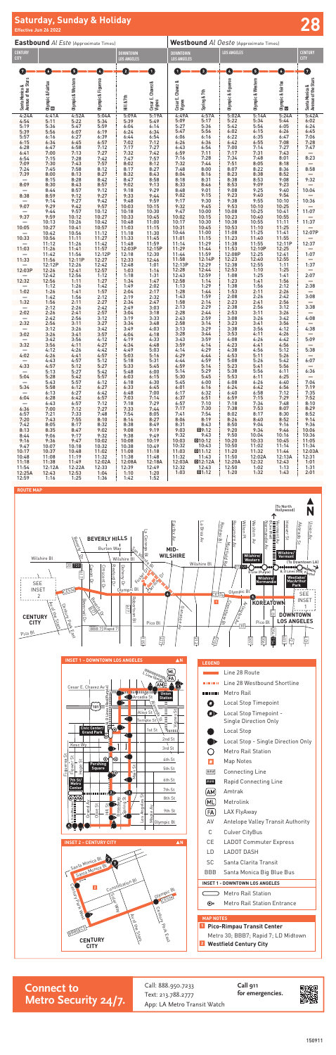# Saturday, Sunday & Holiday

Effective Jun 26 2022

**28**

## Eastbound *Al Este* (Approximate Times)

| CENTURY CITY | | | | DOWNTOWN LOS ANGELES | |
|---|---|---|---|---|---|
| 7 | 6 | 5 | 4 | 2 | 1 |
| Santa Monica & Avenue of the Stars | Olympic & Fairfax | Olympic & Western | Olympic & Figueroa | Hill & 7th | Cesar E. Chavez & Vignes |
| 4:24A | 4:41A | 4:52A | 5:04A | 5:09A | 5:19A |
| 4:54 | 5:11 | 5:22 | 5:34 | 5:39 | 5:49 |
| 5:19 | 5:36 | 5:47 | 5:59 | 6:04 | 6:14 |
| 5:39 | 5:56 | 6:07 | 6:19 | 6:24 | 6:34 |
| 5:57 | 6:16 | 6:27 | 6:39 | 6:44 | 6:54 |
| 6:15 | 6:34 | 6:45 | 6:57 | 7:02 | 7:12 |
| 6:28 | 6:47 | 6:58 | 7:12 | 7:17 | 7:27 |
| 6:41 | 7:00 | 7:13 | 7:27 | 7:32 | 7:42 |
| 6:54 | 7:15 | 7:28 | 7:42 | 7:47 | 7:57 |
| 7:09 | 7:30 | 7:43 | 7:57 | 8:02 | 8:12 |
| 7:24 | 7:45 | 7:58 | 8:12 | 8:17 | 8:27 |
| 7:39 | 8:00 | 8:13 | 8:27 | 8:32 | 8:43 |
| — | 8:15 | 8:28 | 8:42 | 8:47 | 8:58 |
| 8:09 | 8:30 | 8:43 | 8:57 | 9:02 | 9:13 |
| — | 8:44 | 8:57 | 9:12 | 9:18 | 9:29 |
| 8:38 | 8:59 | 9:12 | 9:27 | 9:33 | 9:44 |
| — | 9:14 | 9:27 | 9:42 | 9:48 | 9:59 |
| 9:07 | 9:29 | 9:42 | 9:57 | 10:03 | 10:15 |
| — | 9:44 | 9:57 | 10:12 | 10:18 | 10:30 |
| 9:37 | 9:59 | 10:12 | 10:27 | 10:33 | 10:45 |
| — | 10:13 | 10:26 | 10:42 | 10:48 | 11:00 |
| 10:05 | 10:27 | 10:41 | 10:57 | 11:03 | 11:15 |
| — | 10:42 | 10:56 | 11:12 | 11:18 | 11:30 |
| 10:33 | 10:56 | 11:11 | 11:27 | 11:33 | 11:45 |
| — | 11:12 | 11:26 | 11:42 | 11:48 | 11:59 |
| 11:03 | 11:26 | 11:41 | 11:57 | 12:03P | 12:15P |
| — | 11:42 | 11:56 | 12:12P | 12:18 | 12:30 |
| 11:33 | 11:56 | 12:11P | 12:27 | 12:33 | 12:46 |
| — | 12:12P | 12:26 | 12:42 | 12:48 | 1:01 |
| 12:03P | 12:26 | 12:41 | 12:57 | 1:03 | 1:16 |
| — | 12:42 | 12:56 | 1:12 | 1:18 | 1:31 |
| 12:32 | 12:56 | 1:11 | 1:27 | 1:34 | 1:47 |
| — | 1:12 | 1:26 | 1:42 | 1:49 | 2:02 |
| 1:02 | 1:26 | 1:41 | 1:57 | 2:04 | 2:17 |
| — | 1:42 | 1:56 | 2:12 | 2:19 | 2:32 |
| 1:32 | 1:56 | 2:11 | 2:27 | 2:34 | 2:47 |
| — | 2:12 | 2:26 | 2:42 | 2:49 | 3:03 |
| 2:02 | 2:26 | 2:41 | 2:57 | 3:04 | 3:18 |
| — | 2:42 | 2:56 | 3:12 | 3:19 | 3:33 |
| 2:32 | 2:56 | 3:11 | 3:27 | 3:34 | 3:48 |
| — | 3:12 | 3:26 | 3:42 | 3:49 | 4:03 |
| 3:02 | 3:26 | 3:41 | 3:57 | 4:04 | 4:18 |
| — | 3:42 | 3:56 | 4:12 | 4:19 | 4:33 |
| 3:32 | 3:56 | 4:11 | 4:27 | 4:34 | 4:48 |
| — | 4:12 | 4:26 | 4:42 | 4:49 | 5:03 |
| 4:02 | 4:26 | 4:41 | 4:57 | 5:03 | 5:16 |
| — | 4:43 | 4:57 | 5:12 | 5:18 | 5:31 |
| 4:33 | 4:57 | 5:12 | 5:27 | 5:33 | 5:45 |
| — | 5:13 | 5:27 | 5:42 | 5:48 | 6:00 |
| 5:04 | 5:28 | 5:42 | 5:57 | 6:03 | 6:15 |
| — | 5:43 | 5:57 | 6:12 | 6:18 | 6:30 |
| 5:34 | 5:58 | 6:12 | 6:27 | 6:33 | 6:45 |
| — | 6:13 | 6:27 | 6:42 | 6:48 | 7:00 |
| 6:04 | 6:28 | 6:42 | 6:57 | 7:03 | 7:14 |
| — | 6:43 | 6:57 | 7:12 | 7:18 | 7:29 |
| 6:36 | 7:00 | 7:12 | 7:27 | 7:33 | 7:44 |
| 6:57 | 7:21 | 7:33 | 7:48 | 7:54 | 8:05 |
| 7:20 | 7:43 | 7:55 | 8:10 | 8:16 | 8:27 |
| 7:42 | 8:05 | 8:17 | 8:32 | 8:38 | 8:49 |
| 8:13 | 8:35 | 8:47 | 9:02 | 9:08 | 9:19 |
| 8:44 | 9:06 | 9:17 | 9:32 | 9:38 | 9:49 |
| 9:16 | 9:36 | 9:47 | 10:02 | 10:08 | 10:19 |
| 9:47 | 10:07 | 10:18 | 10:32 | 10:38 | 10:49 |
| 10:17 | 10:37 | 10:48 | 11:02 | 11:08 | 11:18 |
| 10:48 | 11:08 | 11:19 | 11:32 | 11:38 | 11:48 |
| 11:18 | 11:38 | 11:49 | 12:02A | 12:08A | 12:18A |
| 11:54 | 12:12A | 12:22A | 12:33 | 12:39 | 12:49 |
| 12:25A | 12:43 | 12:53 | 1:04 | 1:10 | 1:20 |
| 12:59 | 1:16 | 1:25 | 1:36 | 1:42 | 1:52 |

## Westbound *Al Oeste* (Approximate Times)

| DOWNTOWN LOS ANGELES | | LOS ANGELES | | | CENTURY CITY |
|---|---|---|---|---|---|
| 1 | 3 | 4 | 5 | 6 | 7 |
| Cesar E. Chavez & Vignes | Spring & 7th | Olympic & Figueroa | Olympic & Western | Olympic & Fairfax | Santa Monica & Avenue of the Stars |
| 4:49A | 4:57A | 5:02A | 5:14A | 5:24A | 5:42A |
| 5:09 | 5:17 | 5:22 | 5:34 | 5:44 | 6:02 |
| 5:27 | 5:36 | 5:42 | 5:54 | 6:05 | 6:24 |
| 5:47 | 5:56 | 6:02 | 6:15 | 6:26 | 6:45 |
| 6:06 | 6:16 | 6:22 | 6:35 | 6:47 | 7:06 |
| 6:26 | 6:36 | 6:42 | 6:55 | 7:08 | 7:28 |
| 6:43 | 6:54 | 7:00 | 7:14 | 7:27 | 7:47 |
| 6:59 | 7:11 | 7:17 | 7:31 | 7:43 | — |
| 7:16 | 7:28 | 7:34 | 7:48 | 8:01 | 8:23 |
| 7:32 | 7:44 | 7:51 | 8:05 | 8:18 | — |
| 7:48 | 8:00 | 8:07 | 8:22 | 8:36 | 8:58 |
| 8:04 | 8:16 | 8:23 | 8:38 | 8:52 | — |
| 8:18 | 8:31 | 8:38 | 8:53 | 9:08 | 9:32 |
| 8:33 | 8:46 | 8:53 | 9:09 | 9:23 | — |
| 8:48 | 9:01 | 9:08 | 9:25 | 9:40 | 10:04 |
| 9:02 | 9:15 | 9:23 | 9:40 | 9:54 | — |
| 9:17 | 9:30 | 9:38 | 9:55 | 10:10 | 10:36 |
| 9:32 | 9:45 | 9:53 | 10:10 | 10:25 | — |
| 9:47 | 10:00 | 10:08 | 10:25 | 10:41 | 11:07 |
| 10:02 | 10:15 | 10:23 | 10:40 | 10:55 | — |
| 10:17 | 10:30 | 10:38 | 10:55 | 11:11 | 11:37 |
| 10:31 | 10:45 | 10:53 | 11:10 | 11:25 | — |
| 10:46 | 11:00 | 11:08 | 11:25 | 11:41 | 12:07P |
| 11:01 | 11:15 | 11:23 | 11:40 | 11:55 | — |
| 11:14 | 11:29 | 11:38 | 11:55 | 12:11P | 12:37 |
| 11:29 | 11:44 | 11:53 | 12:10P | 12:25 | — |
| 11:44 | 11:59 | 12:08P | 12:25 | 12:41 | 1:07 |
| 11:58 | 12:14P | 12:23 | 12:40 | 12:55 | — |
| 12:13P | 12:29 | 12:38 | 12:55 | 1:11 | 1:37 |
| 12:28 | 12:44 | 12:53 | 1:10 | 1:25 | — |
| 12:43 | 12:59 | 1:08 | 1:25 | 1:41 | 2:07 |
| 12:58 | 1:14 | 1:23 | 1:41 | 1:56 | — |
| 1:13 | 1:29 | 1:38 | 1:56 | 2:12 | 2:38 |
| 1:28 | 1:44 | 1:53 | 2:11 | 2:26 | — |
| 1:43 | 1:59 | 2:08 | 2:26 | 2:42 | 3:08 |
| 1:58 | 2:14 | 2:23 | 2:41 | 2:56 | — |
| 2:13 | 2:29 | 2:38 | 2:56 | 3:12 | 3:38 |
| 2:28 | 2:44 | 2:53 | 3:11 | 3:26 | — |
| 2:43 | 2:59 | 3:08 | 3:26 | 3:42 | 4:08 |
| 2:58 | 3:14 | 3:23 | 3:41 | 3:56 | — |
| 3:13 | 3:29 | 3:38 | 3:56 | 4:12 | 4:38 |
| 3:28 | 3:44 | 3:53 | 4:11 | 4:26 | — |
| 3:43 | 3:59 | 4:08 | 4:26 | 4:42 | 5:09 |
| 3:59 | 4:14 | 4:23 | 4:41 | 4:56 | — |
| 4:14 | 4:29 | 4:38 | 4:56 | 5:12 | 5:38 |
| 4:29 | 4:44 | 4:53 | 5:11 | 5:26 | — |
| 4:44 | 4:59 | 5:08 | 5:26 | 5:42 | 6:07 |
| 4:59 | 5:14 | 5:23 | 5:41 | 5:56 | — |
| 5:14 | 5:29 | 5:38 | 5:56 | 6:11 | 6:36 |
| 5:30 | 5:45 | 5:53 | 6:11 | 6:25 | — |
| 5:45 | 6:00 | 6:08 | 6:26 | 6:40 | 7:04 |
| 6:01 | 6:16 | 6:24 | 6:42 | 6:56 | 7:19 |
| 6:17 | 6:32 | 6:40 | 6:58 | 7:12 | 7:35 |
| 6:37 | 6:51 | 6:59 | 7:15 | 7:29 | 7:52 |
| 6:57 | 7:10 | 7:18 | 7:34 | 7:48 | 8:10 |
| 7:17 | 7:30 | 7:38 | 7:53 | 8:07 | 8:29 |
| 7:41 | 7:54 | 8:02 | 8:17 | 8:30 | 8:52 |
| 8:06 | 8:19 | 8:26 | 8:40 | 8:52 | 9:14 |
| 8:31 | 8:43 | 8:50 | 9:04 | 9:16 | 9:36 |
| 9:03 | A 9:12 | 9:20 | 9:34 | 9:46 | 10:06 |
| 9:32 | 9:43 | 9:50 | 10:04 | 10:16 | 10:36 |
| 10:03 | A 10:12 | 10:20 | 10:33 | 10:45 | 11:05 |
| 10:32 | 10:43 | 10:50 | 11:02 | 11:14 | 11:34 |
| 11:03 | A 11:12 | 11:20 | 11:32 | 11:44 | 12:03A |
| 11:32 | 11:43 | 11:50 | 12:02A | 12:13A | 12:31 |
| 12:03A | A 12:12A | 12:20A | 12:32 | 12:43 | 1:01 |
| 12:32 | 12:43 | 12:50 | 1:02 | 1:13 | 1:31 |
| 1:03 | A 1:12 | 1:20 | 1:32 | 1:43 | 2:01 |

## ROUTE MAP

INSET 1 – DOWNTOWN LOS ANGELES

INSET 2 – CENTURY CITY

**LEGEND**

- Line 28 Route
- Line 28 Westbound Shortline
- Metro Rail
- Local Stop Timepoint
- Local Stop Timepoint - Single Direction Only
- Local Stop
- Local Stop - Single Direction Only
- Metro Rail Station
- Map Notes
- Connecting Line
- Rapid Connecting Line
- AM Amtrak
- ML Metrolink
- FA LAX FlyAway
- AV Antelope Valley Transit Authority
- C Culver CityBus
- CE LADOT Commuter Express
- LD LADOT DASH
- SC Santa Clarita Transit
- BBB Santa Monica Big Blue Bus

**INSET 1 - DOWNTOWN LOS ANGELES**

- Metro Rail Station
- Metro Rail Station Entrance

**MAP NOTES**

1. **Pico-Rimpau Transit Center**
   Metro 30; BBB7; Rapid 7; LD Midtown
2. **Westfield Century City**

**Connect to Metro Security 24/7.**

Call: 888.950.7233
Text: 213.788.2777
App: LA Metro Transit Watch

**Call 911 for emergencies.**